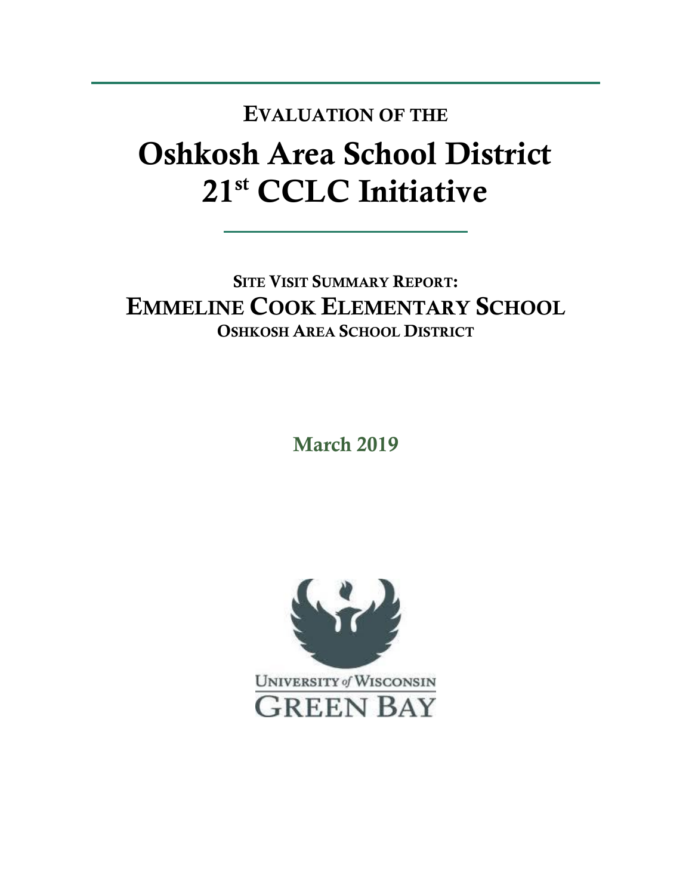# EVALUATION OF THE

# Oshkosh Area School District 21st CCLC Initiative

## SITE VISIT SUMMARY REPORT: EMMELINE COOK ELEMENTARY SCHOOL

### OSHKOSH AREA SCHOOL DISTRICT

**March 2019**

UNIVERSITY *of* WISCONSIN
GREEN BAY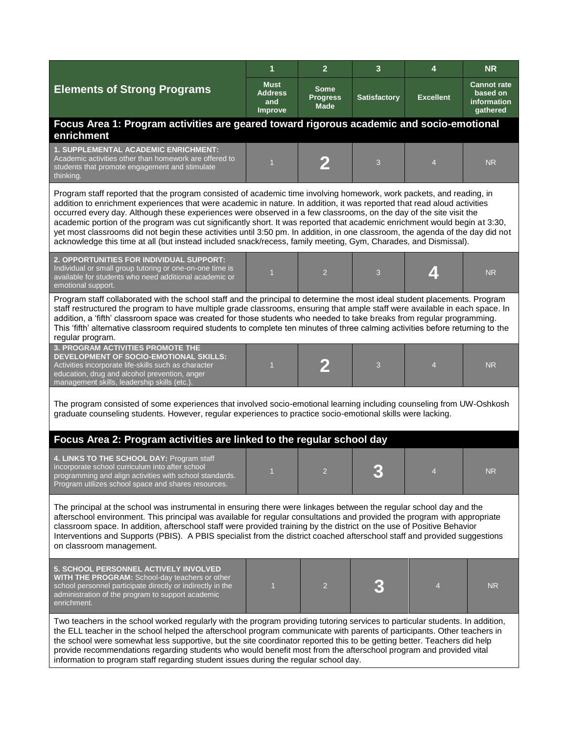| Elements of Strong Programs | 1<br>Must Address and Improve | 2<br>Some Progress Made | 3<br>Satisfactory | 4<br>Excellent | NR<br>Cannot rate based on information gathered |
|---|---|---|---|---|---|
| **Focus Area 1: Program activities are geared toward rigorous academic and socio-emotional enrichment** | | | | | |
| **1. SUPPLEMENTAL ACADEMIC ENRICHMENT:** Academic activities other than homework are offered to students that promote engagement and stimulate thinking. | 1 | **2** | 3 | 4 | NR |
| Program staff reported that the program consisted of academic time involving homework, work packets, and reading, in addition to enrichment experiences that were academic in nature. In addition, it was reported that read aloud activities occurred every day. Although these experiences were observed in a few classrooms, on the day of the site visit the academic portion of the program was cut significantly short. It was reported that academic enrichment would begin at 3:30, yet most classrooms did not begin these activities until 3:50 pm. In addition, in one classroom, the agenda of the day did not acknowledge this time at all (but instead included snack/recess, family meeting, Gym, Charades, and Dismissal). | | | | | |
| **2. OPPORTUNITIES FOR INDIVIDUAL SUPPORT:** Individual or small group tutoring or one-on-one time is available for students who need additional academic or emotional support. | 1 | 2 | 3 | **4** | NR |
| Program staff collaborated with the school staff and the principal to determine the most ideal student placements. Program staff restructured the program to have multiple grade classrooms, ensuring that ample staff were available in each space. In addition, a 'fifth' classroom space was created for those students who needed to take breaks from regular programming. This 'fifth' alternative classroom required students to complete ten minutes of three calming activities before returning to the regular program. | | | | | |
| **3. PROGRAM ACTIVITIES PROMOTE THE DEVELOPMENT OF SOCIO-EMOTIONAL SKILLS:** Activities incorporate life-skills such as character education, drug and alcohol prevention, anger management skills, leadership skills (etc.). | 1 | **2** | 3 | 4 | NR |
| The program consisted of some experiences that involved socio-emotional learning including counseling from UW-Oshkosh graduate counseling students. However, regular experiences to practice socio-emotional skills were lacking. | | | | | |
| **Focus Area 2: Program activities are linked to the regular school day** | | | | | |
| **4. LINKS TO THE SCHOOL DAY:** Program staff incorporate school curriculum into after school programming and align activities with school standards. Program utilizes school space and shares resources. | 1 | 2 | **3** | 4 | NR |
| The principal at the school was instrumental in ensuring there were linkages between the regular school day and the afterschool environment. This principal was available for regular consultations and provided the program with appropriate classroom space. In addition, afterschool staff were provided training by the district on the use of Positive Behavior Interventions and Supports (PBIS). A PBIS specialist from the district coached afterschool staff and provided suggestions on classroom management. | | | | | |
| **5. SCHOOL PERSONNEL ACTIVELY INVOLVED WITH THE PROGRAM:** School-day teachers or other school personnel participate directly or indirectly in the administration of the program to support academic enrichment. | 1 | 2 | **3** | 4 | NR |
| Two teachers in the school worked regularly with the program providing tutoring services to particular students. In addition, the ELL teacher in the school helped the afterschool program communicate with parents of participants. Other teachers in the school were somewhat less supportive, but the site coordinator reported this to be getting better. Teachers did help provide recommendations regarding students who would benefit most from the afterschool program and provided vital information to program staff regarding student issues during the regular school day. | | | | | |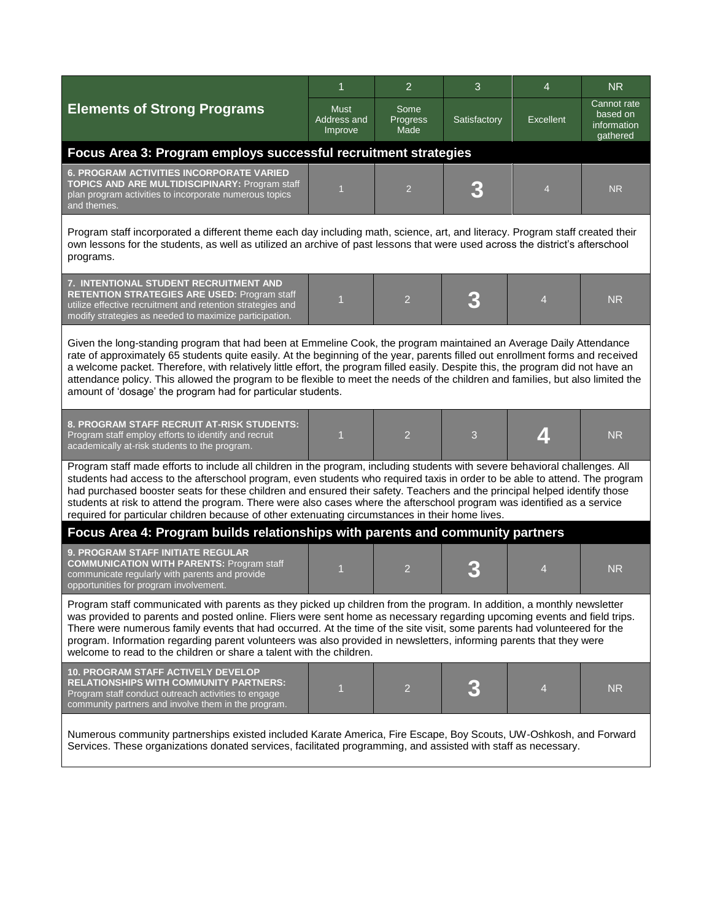| Elements of Strong Programs | 1<br>Must Address and Improve | 2<br>Some Progress Made | 3<br>Satisfactory | 4<br>Excellent | NR<br>Cannot rate based on information gathered |
|---|---|---|---|---|---|
| **Focus Area 3: Program employs successful recruitment strategies** | | | | | |
| **6. PROGRAM ACTIVITIES INCORPORATE VARIED TOPICS AND ARE MULTIDISCIPINARY:** Program staff plan program activities to incorporate numerous topics and themes. | 1 | 2 | **3** | 4 | NR |
| Program staff incorporated a different theme each day including math, science, art, and literacy. Program staff created their own lessons for the students, as well as utilized an archive of past lessons that were used across the district's afterschool programs. | | | | | |
| **7. INTENTIONAL STUDENT RECRUITMENT AND RETENTION STRATEGIES ARE USED:** Program staff utilize effective recruitment and retention strategies and modify strategies as needed to maximize participation. | 1 | 2 | **3** | 4 | NR |
| Given the long-standing program that had been at Emmeline Cook, the program maintained an Average Daily Attendance rate of approximately 65 students quite easily. At the beginning of the year, parents filled out enrollment forms and received a welcome packet. Therefore, with relatively little effort, the program filled easily. Despite this, the program did not have an attendance policy. This allowed the program to be flexible to meet the needs of the children and families, but also limited the amount of 'dosage' the program had for particular students. | | | | | |
| **8. PROGRAM STAFF RECRUIT AT-RISK STUDENTS:** Program staff employ efforts to identify and recruit academically at-risk students to the program. | 1 | 2 | 3 | **4** | NR |
| Program staff made efforts to include all children in the program, including students with severe behavioral challenges. All students had access to the afterschool program, even students who required taxis in order to be able to attend. The program had purchased booster seats for these children and ensured their safety. Teachers and the principal helped identify those students at risk to attend the program. There were also cases where the afterschool program was identified as a service required for particular children because of other extenuating circumstances in their home lives. | | | | | |
| **Focus Area 4: Program builds relationships with parents and community partners** | | | | | |
| **9. PROGRAM STAFF INITIATE REGULAR COMMUNICATION WITH PARENTS:** Program staff communicate regularly with parents and provide opportunities for program involvement. | 1 | 2 | **3** | 4 | NR |
| Program staff communicated with parents as they picked up children from the program. In addition, a monthly newsletter was provided to parents and posted online. Fliers were sent home as necessary regarding upcoming events and field trips. There were numerous family events that had occurred. At the time of the site visit, some parents had volunteered for the program. Information regarding parent volunteers was also provided in newsletters, informing parents that they were welcome to read to the children or share a talent with the children. | | | | | |
| **10. PROGRAM STAFF ACTIVELY DEVELOP RELATIONSHIPS WITH COMMUNITY PARTNERS:** Program staff conduct outreach activities to engage community partners and involve them in the program. | 1 | 2 | **3** | 4 | NR |
| Numerous community partnerships existed included Karate America, Fire Escape, Boy Scouts, UW-Oshkosh, and Forward Services. These organizations donated services, facilitated programming, and assisted with staff as necessary. | | | | | |